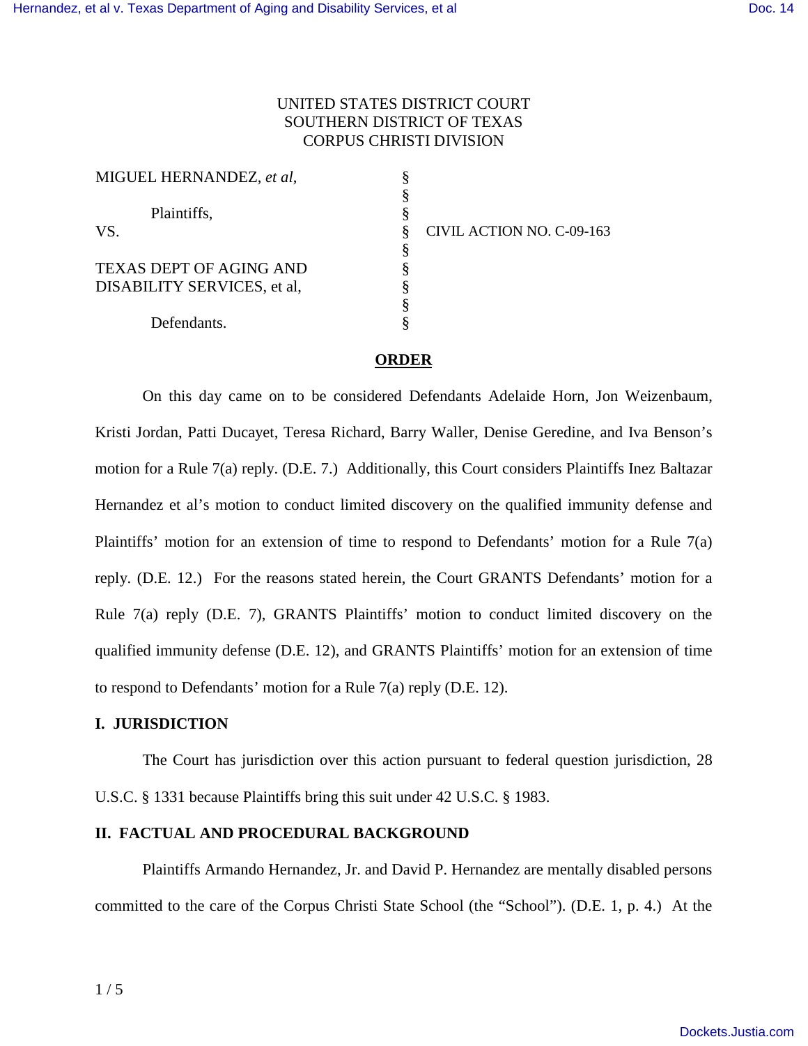UNITED STATES DISTRICT COURT
SOUTHERN DISTRICT OF TEXAS
CORPUS CHRISTI DIVISION

| | | |
|---|---|---|
| MIGUEL HERNANDEZ, *et al*, | § | |
| | § | |
| Plaintiffs, | § | |
| VS. | § | CIVIL ACTION NO. C-09-163 |
| | § | |
| TEXAS DEPT OF AGING AND DISABILITY SERVICES, et al, | § | |
| | § | |
| Defendants. | § | |

**ORDER**

On this day came on to be considered Defendants Adelaide Horn, Jon Weizenbaum, Kristi Jordan, Patti Ducayet, Teresa Richard, Barry Waller, Denise Geredine, and Iva Benson's motion for a Rule 7(a) reply. (D.E. 7.) Additionally, this Court considers Plaintiffs Inez Baltazar Hernandez et al's motion to conduct limited discovery on the qualified immunity defense and Plaintiffs' motion for an extension of time to respond to Defendants' motion for a Rule 7(a) reply. (D.E. 12.) For the reasons stated herein, the Court GRANTS Defendants' motion for a Rule 7(a) reply (D.E. 7), GRANTS Plaintiffs' motion to conduct limited discovery on the qualified immunity defense (D.E. 12), and GRANTS Plaintiffs' motion for an extension of time to respond to Defendants' motion for a Rule 7(a) reply (D.E. 12).

## I. JURISDICTION

The Court has jurisdiction over this action pursuant to federal question jurisdiction, 28 U.S.C. § 1331 because Plaintiffs bring this suit under 42 U.S.C. § 1983.

## II. FACTUAL AND PROCEDURAL BACKGROUND

Plaintiffs Armando Hernandez, Jr. and David P. Hernandez are mentally disabled persons committed to the care of the Corpus Christi State School (the "School"). (D.E. 1, p. 4.) At the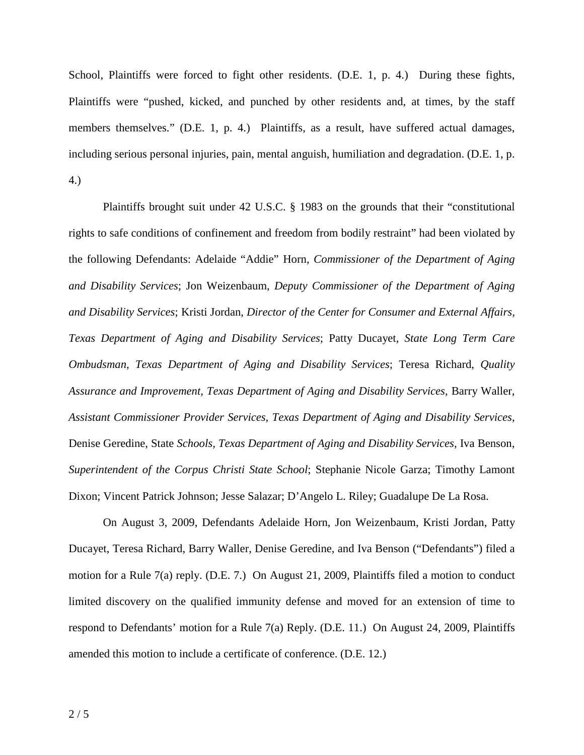School, Plaintiffs were forced to fight other residents. (D.E. 1, p. 4.) During these fights, Plaintiffs were "pushed, kicked, and punched by other residents and, at times, by the staff members themselves." (D.E. 1, p. 4.) Plaintiffs, as a result, have suffered actual damages, including serious personal injuries, pain, mental anguish, humiliation and degradation. (D.E. 1, p. 4.)

Plaintiffs brought suit under 42 U.S.C. § 1983 on the grounds that their "constitutional rights to safe conditions of confinement and freedom from bodily restraint" had been violated by the following Defendants: Adelaide "Addie" Horn, *Commissioner of the Department of Aging and Disability Services*; Jon Weizenbaum, *Deputy Commissioner of the Department of Aging and Disability Services*; Kristi Jordan, *Director of the Center for Consumer and External Affairs, Texas Department of Aging and Disability Services*; Patty Ducayet, *State Long Term Care Ombudsman, Texas Department of Aging and Disability Services*; Teresa Richard, *Quality Assurance and Improvement, Texas Department of Aging and Disability Services*, Barry Waller, *Assistant Commissioner Provider Services, Texas Department of Aging and Disability Services*, Denise Geredine, State *Schools, Texas Department of Aging and Disability Services*, Iva Benson, *Superintendent of the Corpus Christi State School*; Stephanie Nicole Garza; Timothy Lamont Dixon; Vincent Patrick Johnson; Jesse Salazar; D'Angelo L. Riley; Guadalupe De La Rosa.

On August 3, 2009, Defendants Adelaide Horn, Jon Weizenbaum, Kristi Jordan, Patty Ducayet, Teresa Richard, Barry Waller, Denise Geredine, and Iva Benson ("Defendants") filed a motion for a Rule 7(a) reply. (D.E. 7.) On August 21, 2009, Plaintiffs filed a motion to conduct limited discovery on the qualified immunity defense and moved for an extension of time to respond to Defendants' motion for a Rule 7(a) Reply. (D.E. 11.) On August 24, 2009, Plaintiffs amended this motion to include a certificate of conference. (D.E. 12.)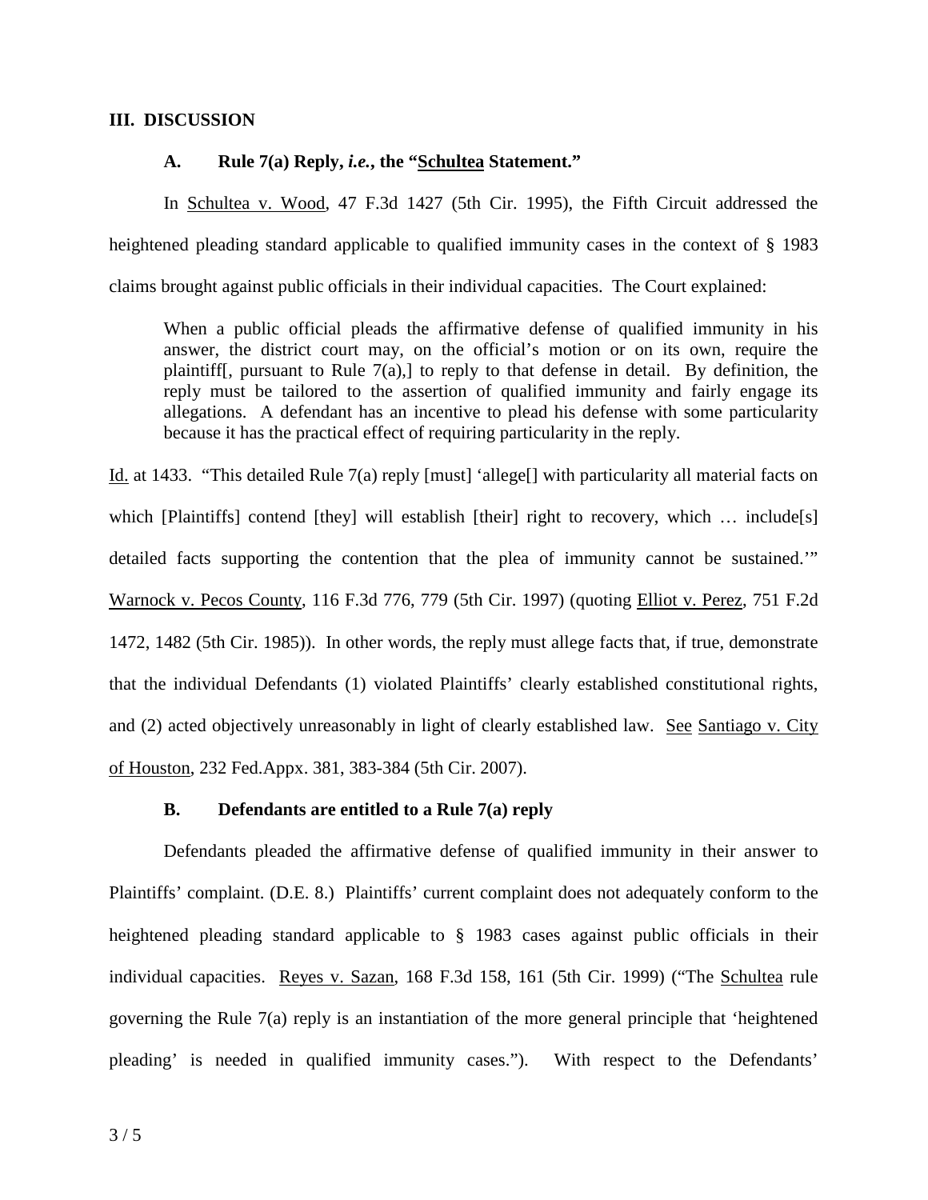## III. DISCUSSION

### A. Rule 7(a) Reply, *i.e.*, the "Schultea Statement."

In Schultea v. Wood, 47 F.3d 1427 (5th Cir. 1995), the Fifth Circuit addressed the heightened pleading standard applicable to qualified immunity cases in the context of § 1983 claims brought against public officials in their individual capacities. The Court explained:

> When a public official pleads the affirmative defense of qualified immunity in his answer, the district court may, on the official's motion or on its own, require the plaintiff[, pursuant to Rule 7(a),] to reply to that defense in detail. By definition, the reply must be tailored to the assertion of qualified immunity and fairly engage its allegations. A defendant has an incentive to plead his defense with some particularity because it has the practical effect of requiring particularity in the reply.

Id. at 1433. "This detailed Rule 7(a) reply [must] 'allege[] with particularity all material facts on which [Plaintiffs] contend [they] will establish [their] right to recovery, which … include[s] detailed facts supporting the contention that the plea of immunity cannot be sustained.'" Warnock v. Pecos County, 116 F.3d 776, 779 (5th Cir. 1997) (quoting Elliot v. Perez, 751 F.2d 1472, 1482 (5th Cir. 1985)). In other words, the reply must allege facts that, if true, demonstrate that the individual Defendants (1) violated Plaintiffs' clearly established constitutional rights, and (2) acted objectively unreasonably in light of clearly established law. See Santiago v. City of Houston, 232 Fed.Appx. 381, 383-384 (5th Cir. 2007).

### B. Defendants are entitled to a Rule 7(a) reply

Defendants pleaded the affirmative defense of qualified immunity in their answer to Plaintiffs' complaint. (D.E. 8.) Plaintiffs' current complaint does not adequately conform to the heightened pleading standard applicable to § 1983 cases against public officials in their individual capacities. Reyes v. Sazan, 168 F.3d 158, 161 (5th Cir. 1999) ("The Schultea rule governing the Rule 7(a) reply is an instantiation of the more general principle that 'heightened pleading' is needed in qualified immunity cases."). With respect to the Defendants'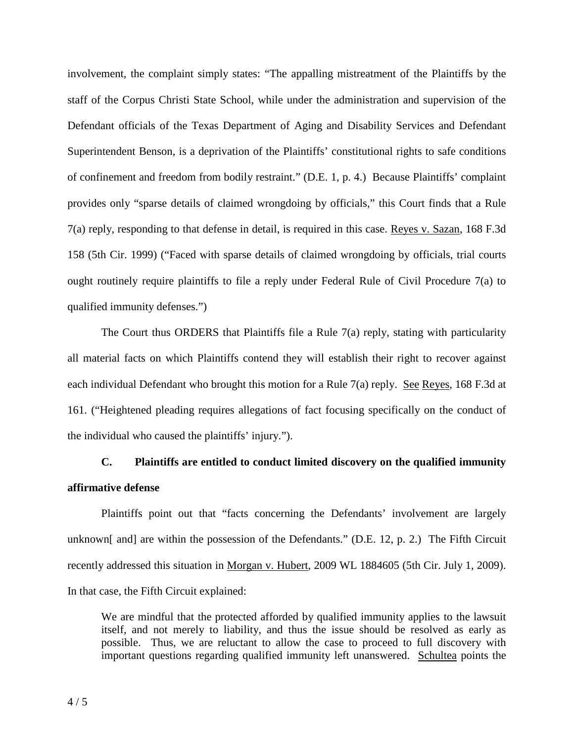involvement, the complaint simply states: "The appalling mistreatment of the Plaintiffs by the staff of the Corpus Christi State School, while under the administration and supervision of the Defendant officials of the Texas Department of Aging and Disability Services and Defendant Superintendent Benson, is a deprivation of the Plaintiffs' constitutional rights to safe conditions of confinement and freedom from bodily restraint." (D.E. 1, p. 4.) Because Plaintiffs' complaint provides only "sparse details of claimed wrongdoing by officials," this Court finds that a Rule 7(a) reply, responding to that defense in detail, is required in this case. Reyes v. Sazan, 168 F.3d 158 (5th Cir. 1999) ("Faced with sparse details of claimed wrongdoing by officials, trial courts ought routinely require plaintiffs to file a reply under Federal Rule of Civil Procedure 7(a) to qualified immunity defenses.")

The Court thus ORDERS that Plaintiffs file a Rule 7(a) reply, stating with particularity all material facts on which Plaintiffs contend they will establish their right to recover against each individual Defendant who brought this motion for a Rule 7(a) reply. See Reyes, 168 F.3d at 161. ("Heightened pleading requires allegations of fact focusing specifically on the conduct of the individual who caused the plaintiffs' injury.").

**C. Plaintiffs are entitled to conduct limited discovery on the qualified immunity affirmative defense**

Plaintiffs point out that "facts concerning the Defendants' involvement are largely unknown[ and] are within the possession of the Defendants." (D.E. 12, p. 2.) The Fifth Circuit recently addressed this situation in Morgan v. Hubert, 2009 WL 1884605 (5th Cir. July 1, 2009). In that case, the Fifth Circuit explained:

> We are mindful that the protected afforded by qualified immunity applies to the lawsuit itself, and not merely to liability, and thus the issue should be resolved as early as possible. Thus, we are reluctant to allow the case to proceed to full discovery with important questions regarding qualified immunity left unanswered. Schultea points the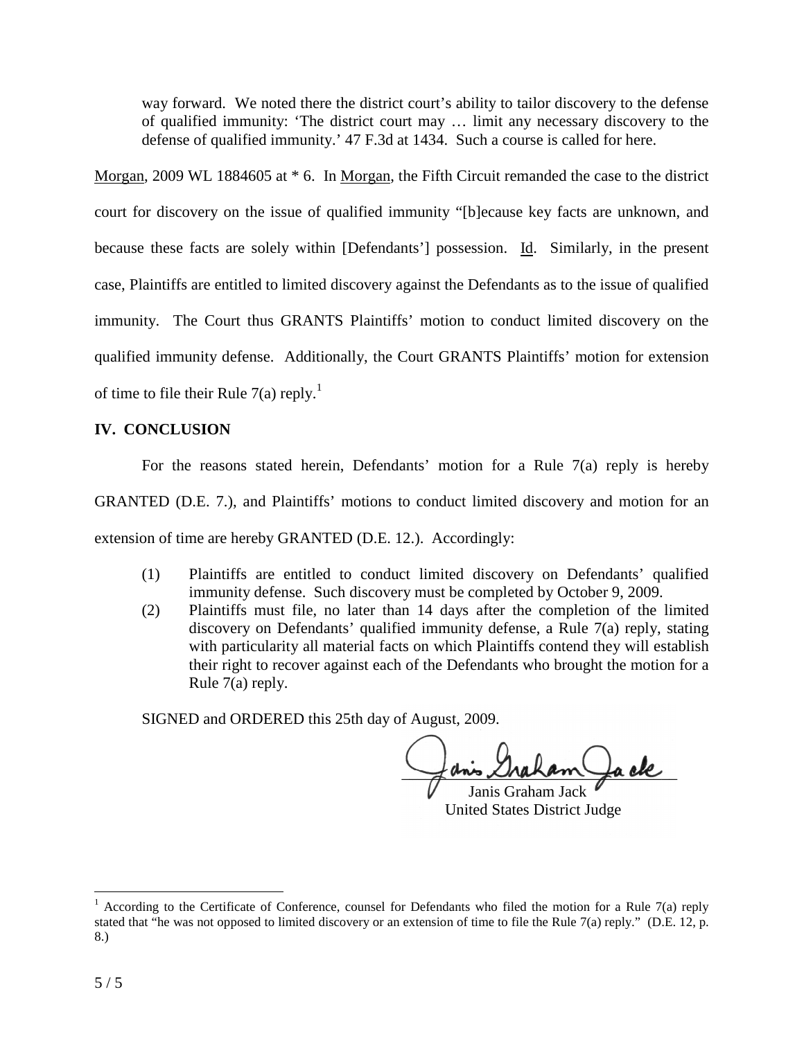> way forward. We noted there the district court's ability to tailor discovery to the defense of qualified immunity: 'The district court may … limit any necessary discovery to the defense of qualified immunity.' 47 F.3d at 1434. Such a course is called for here.

Morgan, 2009 WL 1884605 at * 6. In Morgan, the Fifth Circuit remanded the case to the district court for discovery on the issue of qualified immunity "[b]ecause key facts are unknown, and because these facts are solely within [Defendants'] possession. Id. Similarly, in the present case, Plaintiffs are entitled to limited discovery against the Defendants as to the issue of qualified immunity. The Court thus GRANTS Plaintiffs' motion to conduct limited discovery on the qualified immunity defense. Additionally, the Court GRANTS Plaintiffs' motion for extension of time to file their Rule 7(a) reply.[1]

## IV. CONCLUSION

For the reasons stated herein, Defendants' motion for a Rule 7(a) reply is hereby GRANTED (D.E. 7.), and Plaintiffs' motions to conduct limited discovery and motion for an extension of time are hereby GRANTED (D.E. 12.). Accordingly:

(1) Plaintiffs are entitled to conduct limited discovery on Defendants' qualified immunity defense. Such discovery must be completed by October 9, 2009.

(2) Plaintiffs must file, no later than 14 days after the completion of the limited discovery on Defendants' qualified immunity defense, a Rule 7(a) reply, stating with particularity all material facts on which Plaintiffs contend they will establish their right to recover against each of the Defendants who brought the motion for a Rule 7(a) reply.

SIGNED and ORDERED this 25th day of August, 2009.

Janis Graham Jack
United States District Judge

[1] According to the Certificate of Conference, counsel for Defendants who filed the motion for a Rule 7(a) reply stated that "he was not opposed to limited discovery or an extension of time to file the Rule 7(a) reply." (D.E. 12, p. 8.)